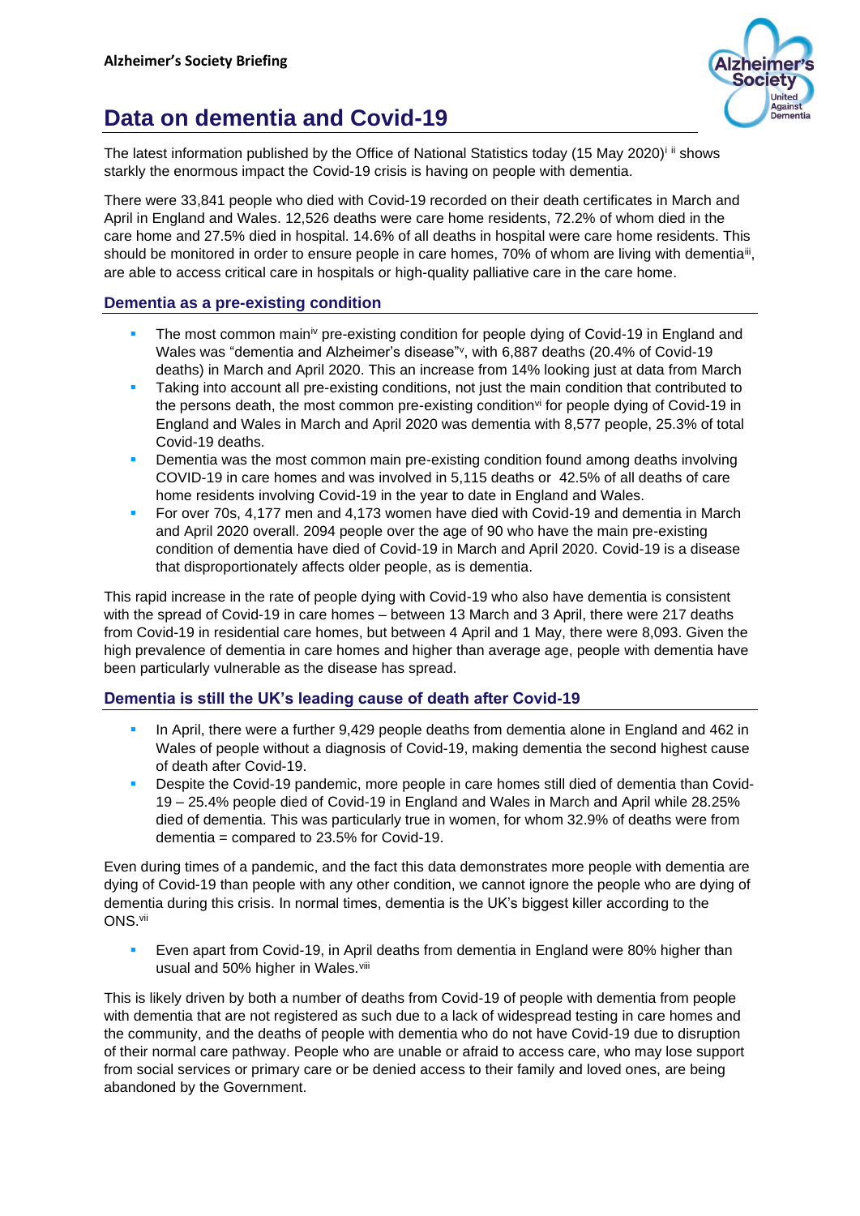**Alzheimer's Society Briefing**

# Data on dementia and Covid-19

The latest information published by the Office of National Statistics today (15 May 2020)[i] [ii] shows starkly the enormous impact the Covid-19 crisis is having on people with dementia.

There were 33,841 people who died with Covid-19 recorded on their death certificates in March and April in England and Wales. 12,526 deaths were care home residents, 72.2% of whom died in the care home and 27.5% died in hospital. 14.6% of all deaths in hospital were care home residents. This should be monitored in order to ensure people in care homes, 70% of whom are living with dementia[iii], are able to access critical care in hospitals or high-quality palliative care in the care home.

## Dementia as a pre-existing condition

- The most common main[iv] pre-existing condition for people dying of Covid-19 in England and Wales was "dementia and Alzheimer's disease"[v], with 6,887 deaths (20.4% of Covid-19 deaths) in March and April 2020. This an increase from 14% looking just at data from March
- Taking into account all pre-existing conditions, not just the main condition that contributed to the persons death, the most common pre-existing condition[vi] for people dying of Covid-19 in England and Wales in March and April 2020 was dementia with 8,577 people, 25.3% of total Covid-19 deaths.
- Dementia was the most common main pre-existing condition found among deaths involving COVID-19 in care homes and was involved in 5,115 deaths or 42.5% of all deaths of care home residents involving Covid-19 in the year to date in England and Wales.
- For over 70s, 4,177 men and 4,173 women have died with Covid-19 and dementia in March and April 2020 overall. 2094 people over the age of 90 who have the main pre-existing condition of dementia have died of Covid-19 in March and April 2020. Covid-19 is a disease that disproportionately affects older people, as is dementia.

This rapid increase in the rate of people dying with Covid-19 who also have dementia is consistent with the spread of Covid-19 in care homes – between 13 March and 3 April, there were 217 deaths from Covid-19 in residential care homes, but between 4 April and 1 May, there were 8,093. Given the high prevalence of dementia in care homes and higher than average age, people with dementia have been particularly vulnerable as the disease has spread.

## Dementia is still the UK's leading cause of death after Covid-19

- In April, there were a further 9,429 people deaths from dementia alone in England and 462 in Wales of people without a diagnosis of Covid-19, making dementia the second highest cause of death after Covid-19.
- Despite the Covid-19 pandemic, more people in care homes still died of dementia than Covid-19 – 25.4% people died of Covid-19 in England and Wales in March and April while 28.25% died of dementia. This was particularly true in women, for whom 32.9% of deaths were from dementia = compared to 23.5% for Covid-19.

Even during times of a pandemic, and the fact this data demonstrates more people with dementia are dying of Covid-19 than people with any other condition, we cannot ignore the people who are dying of dementia during this crisis. In normal times, dementia is the UK's biggest killer according to the ONS.[vii]

- Even apart from Covid-19, in April deaths from dementia in England were 80% higher than usual and 50% higher in Wales.[viii]

This is likely driven by both a number of deaths from Covid-19 of people with dementia from people with dementia that are not registered as such due to a lack of widespread testing in care homes and the community, and the deaths of people with dementia who do not have Covid-19 due to disruption of their normal care pathway. People who are unable or afraid to access care, who may lose support from social services or primary care or be denied access to their family and loved ones, are being abandoned by the Government.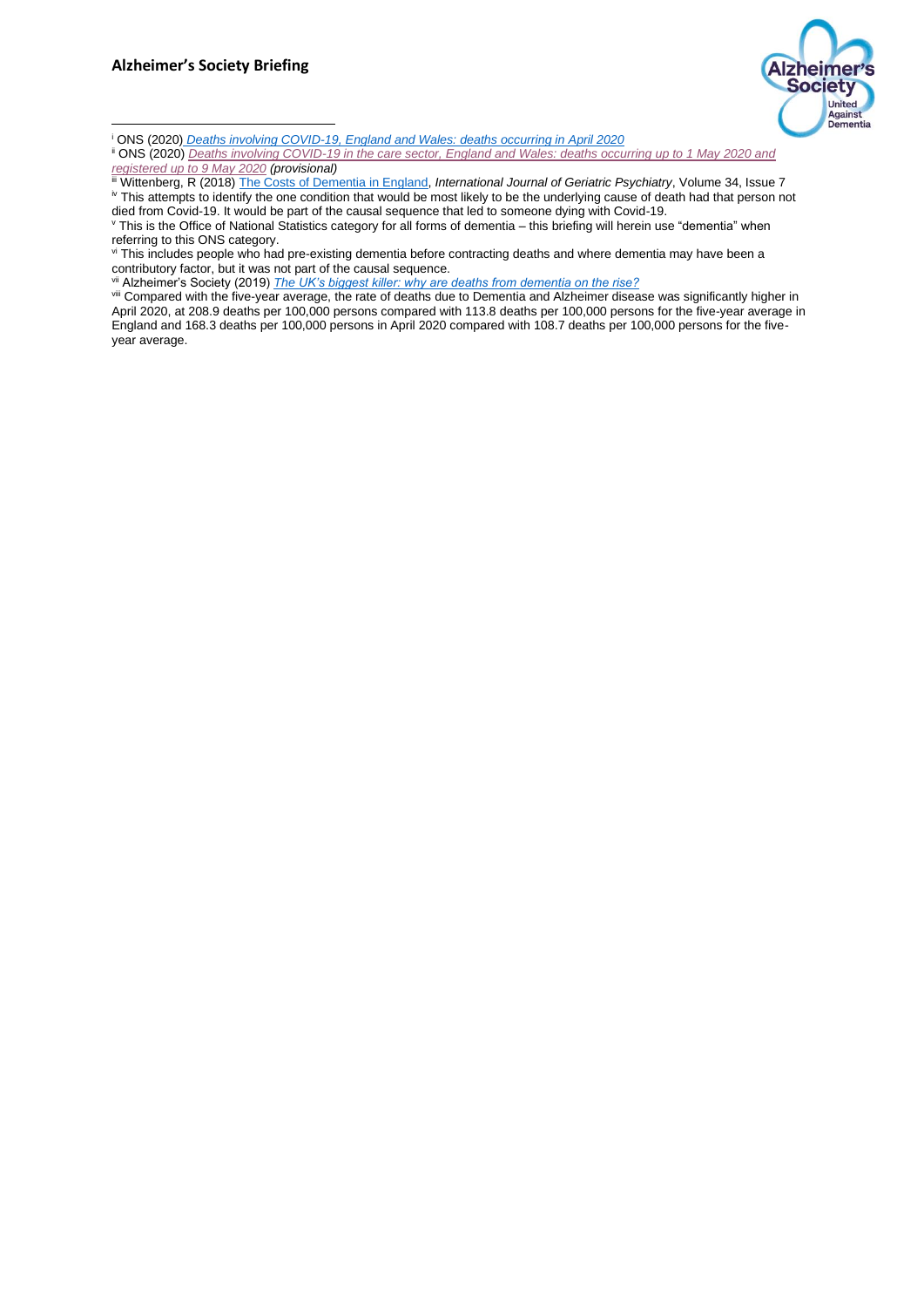[i] ONS (2020) *Deaths involving COVID-19, England and Wales: deaths occurring in April 2020*

[ii] ONS (2020) *Deaths involving COVID-19 in the care sector, England and Wales: deaths occurring up to 1 May 2020 and registered up to 9 May 2020* *(provisional)*

[iii] Wittenberg, R (2018) The Costs of Dementia in England, *International Journal of Geriatric Psychiatry*, Volume 34, Issue 7

[iv] This attempts to identify the one condition that would be most likely to be the underlying cause of death had that person not died from Covid-19. It would be part of the causal sequence that led to someone dying with Covid-19.

[v] This is the Office of National Statistics category for all forms of dementia – this briefing will herein use "dementia" when referring to this ONS category.

[vi] This includes people who had pre-existing dementia before contracting deaths and where dementia may have been a contributory factor, but it was not part of the causal sequence.

[vii] Alzheimer's Society (2019) *The UK's biggest killer: why are deaths from dementia on the rise?*

[viii] Compared with the five-year average, the rate of deaths due to Dementia and Alzheimer disease was significantly higher in April 2020, at 208.9 deaths per 100,000 persons compared with 113.8 deaths per 100,000 persons for the five-year average in England and 168.3 deaths per 100,000 persons in April 2020 compared with 108.7 deaths per 100,000 persons for the five-year average.